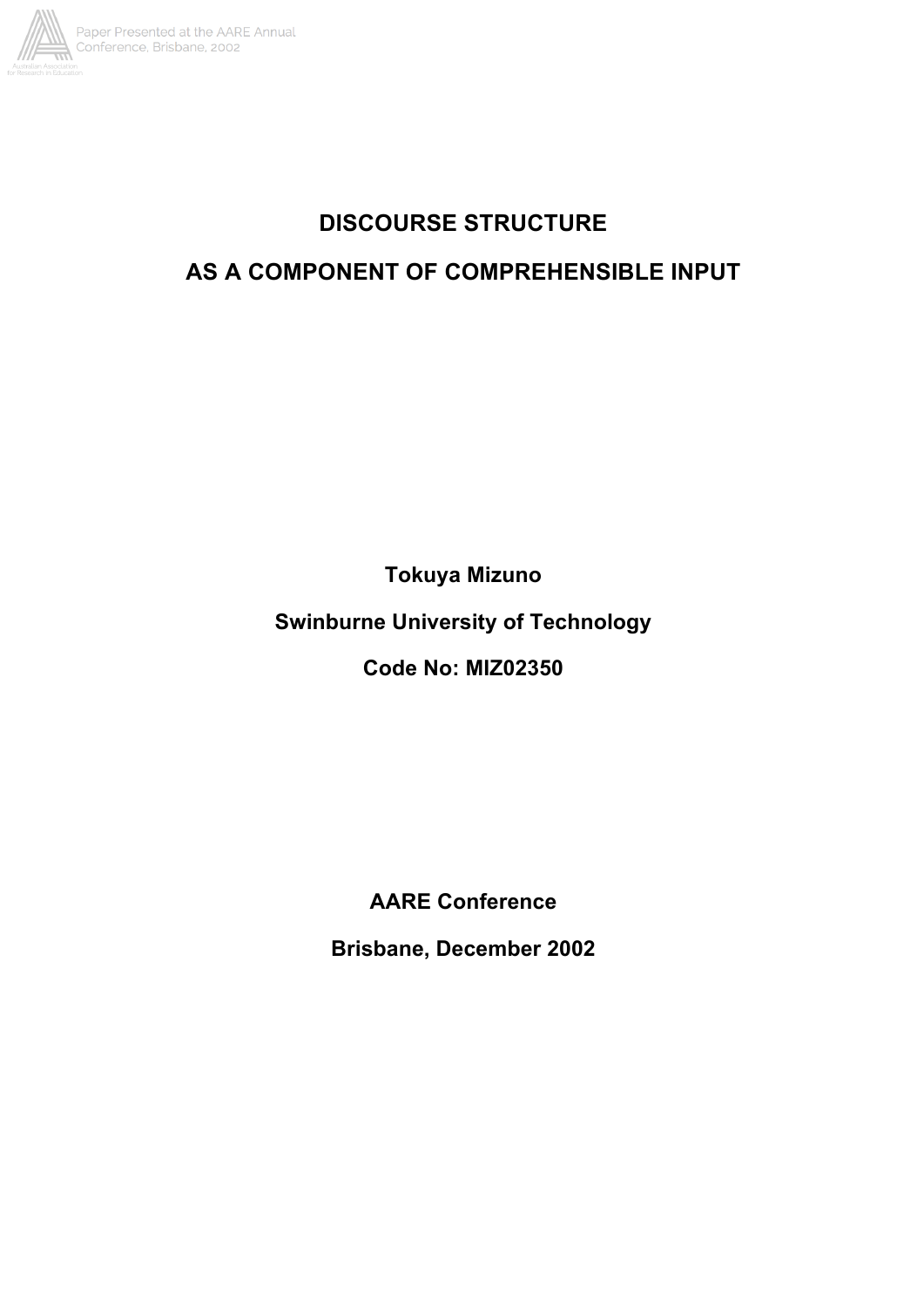# DISCOURSE STRUCTURE

# AS A COMPONENT OF COMPREHENSIBLE INPUT

**Tokuya Mizuno**

**Swinburne University of Technology**

**Code No: MIZ02350**

**AARE Conference**

**Brisbane, December 2002**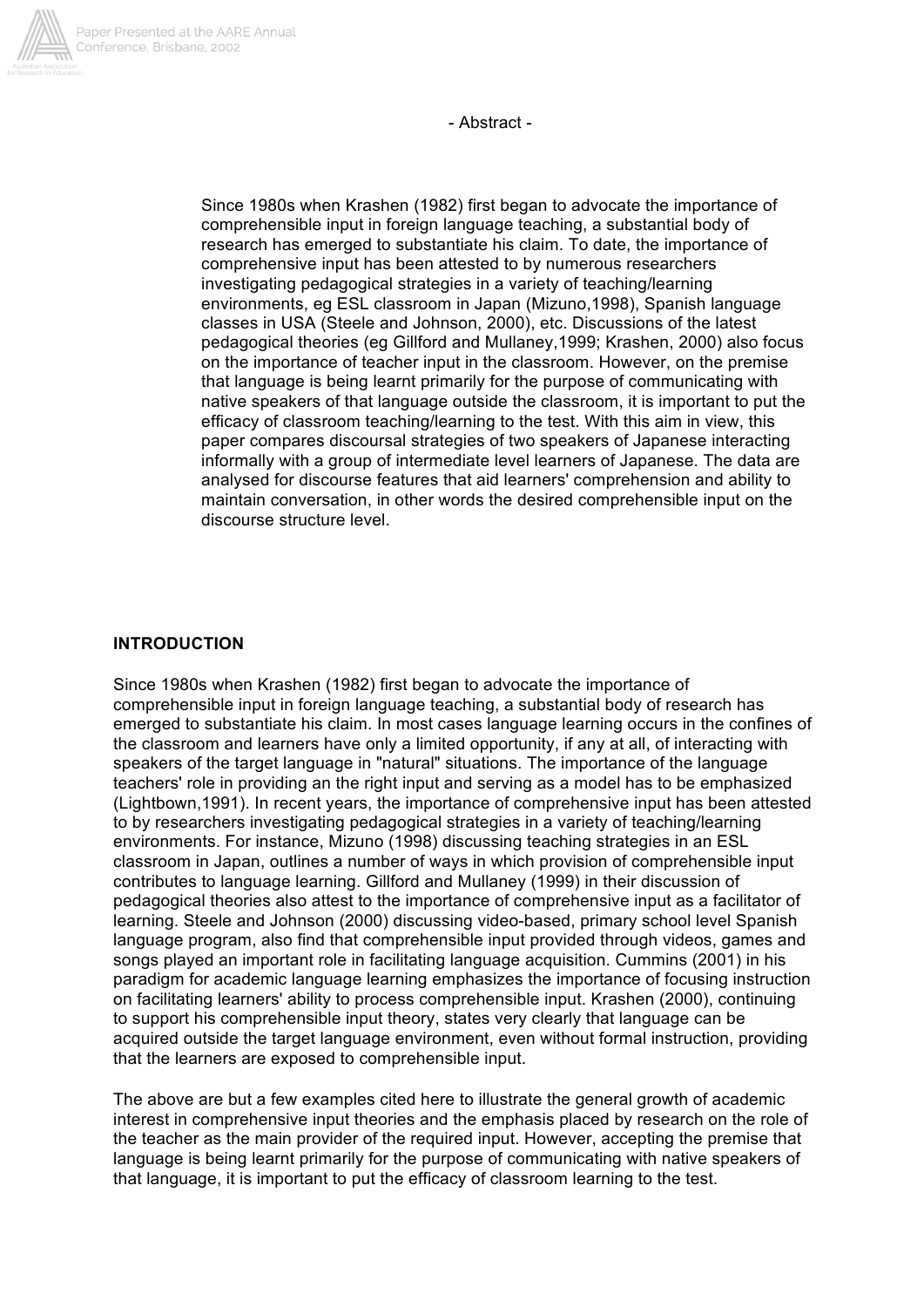- Abstract -

Since 1980s when Krashen (1982) first began to advocate the importance of comprehensible input in foreign language teaching, a substantial body of research has emerged to substantiate his claim. To date, the importance of comprehensive input has been attested to by numerous researchers investigating pedagogical strategies in a variety of teaching/learning environments, eg ESL classroom in Japan (Mizuno,1998), Spanish language classes in USA (Steele and Johnson, 2000), etc. Discussions of the latest pedagogical theories (eg Gillford and Mullaney,1999; Krashen, 2000) also focus on the importance of teacher input in the classroom. However, on the premise that language is being learnt primarily for the purpose of communicating with native speakers of that language outside the classroom, it is important to put the efficacy of classroom teaching/learning to the test. With this aim in view, this paper compares discoursal strategies of two speakers of Japanese interacting informally with a group of intermediate level learners of Japanese. The data are analysed for discourse features that aid learners' comprehension and ability to maintain conversation, in other words the desired comprehensible input on the discourse structure level.

**INTRODUCTION**

Since 1980s when Krashen (1982) first began to advocate the importance of comprehensible input in foreign language teaching, a substantial body of research has emerged to substantiate his claim. In most cases language learning occurs in the confines of the classroom and learners have only a limited opportunity, if any at all, of interacting with speakers of the target language in "natural" situations. The importance of the language teachers' role in providing an the right input and serving as a model has to be emphasized (Lightbown,1991). In recent years, the importance of comprehensive input has been attested to by researchers investigating pedagogical strategies in a variety of teaching/learning environments. For instance, Mizuno (1998) discussing teaching strategies in an ESL classroom in Japan, outlines a number of ways in which provision of comprehensible input contributes to language learning. Gillford and Mullaney (1999) in their discussion of pedagogical theories also attest to the importance of comprehensive input as a facilitator of learning. Steele and Johnson (2000) discussing video-based, primary school level Spanish language program, also find that comprehensible input provided through videos, games and songs played an important role in facilitating language acquisition. Cummins (2001) in his paradigm for academic language learning emphasizes the importance of focusing instruction on facilitating learners' ability to process comprehensible input. Krashen (2000), continuing to support his comprehensible input theory, states very clearly that language can be acquired outside the target language environment, even without formal instruction, providing that the learners are exposed to comprehensible input.

The above are but a few examples cited here to illustrate the general growth of academic interest in comprehensive input theories and the emphasis placed by research on the role of the teacher as the main provider of the required input. However, accepting the premise that language is being learnt primarily for the purpose of communicating with native speakers of that language, it is important to put the efficacy of classroom learning to the test.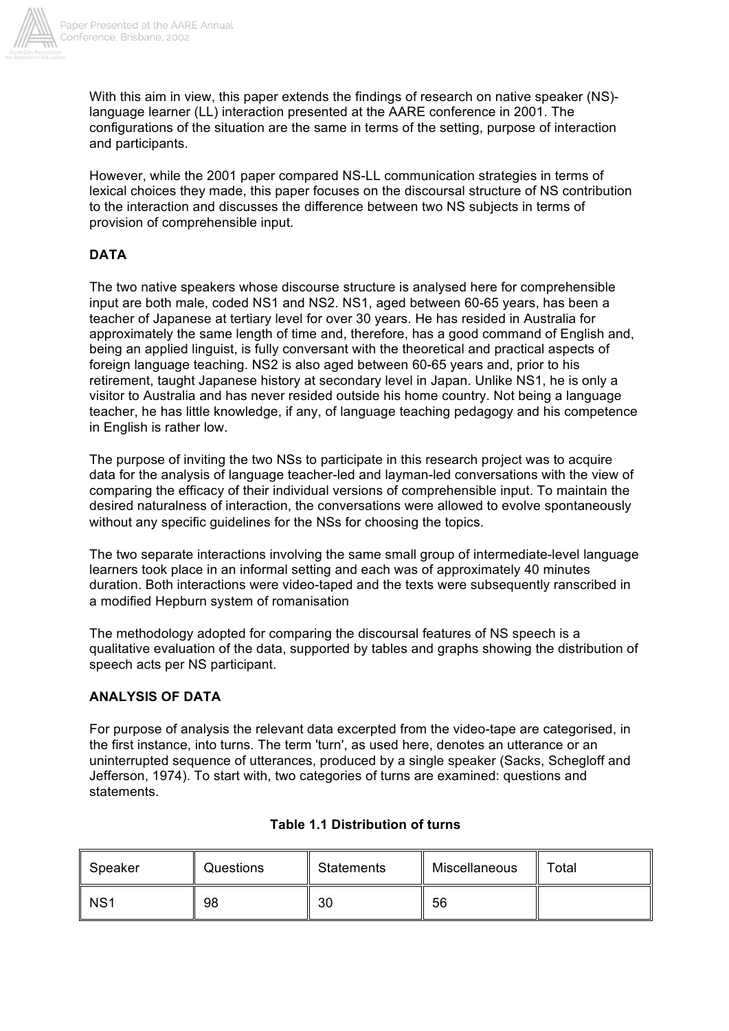With this aim in view, this paper extends the findings of research on native speaker (NS)-language learner (LL) interaction presented at the AARE conference in 2001. The configurations of the situation are the same in terms of the setting, purpose of interaction and participants.

However, while the 2001 paper compared NS-LL communication strategies in terms of lexical choices they made, this paper focuses on the discoursal structure of NS contribution to the interaction and discusses the difference between two NS subjects in terms of provision of comprehensible input.

## DATA

The two native speakers whose discourse structure is analysed here for comprehensible input are both male, coded NS1 and NS2. NS1, aged between 60-65 years, has been a teacher of Japanese at tertiary level for over 30 years. He has resided in Australia for approximately the same length of time and, therefore, has a good command of English and, being an applied linguist, is fully conversant with the theoretical and practical aspects of foreign language teaching. NS2 is also aged between 60-65 years and, prior to his retirement, taught Japanese history at secondary level in Japan. Unlike NS1, he is only a visitor to Australia and has never resided outside his home country. Not being a language teacher, he has little knowledge, if any, of language teaching pedagogy and his competence in English is rather low.

The purpose of inviting the two NSs to participate in this research project was to acquire data for the analysis of language teacher-led and layman-led conversations with the view of comparing the efficacy of their individual versions of comprehensible input. To maintain the desired naturalness of interaction, the conversations were allowed to evolve spontaneously without any specific guidelines for the NSs for choosing the topics.

The two separate interactions involving the same small group of intermediate-level language learners took place in an informal setting and each was of approximately 40 minutes duration. Both interactions were video-taped and the texts were subsequently ranscribed in a modified Hepburn system of romanisation

The methodology adopted for comparing the discoursal features of NS speech is a qualitative evaluation of the data, supported by tables and graphs showing the distribution of speech acts per NS participant.

## ANALYSIS OF DATA

For purpose of analysis the relevant data excerpted from the video-tape are categorised, in the first instance, into turns. The term 'turn', as used here, denotes an utterance or an uninterrupted sequence of utterances, produced by a single speaker (Sacks, Schegloff and Jefferson, 1974). To start with, two categories of turns are examined: questions and statements.

**Table 1.1 Distribution of turns**

| Speaker | Questions | Statements | Miscellaneous | Total |
|---|---|---|---|---|
| NS1 | 98 | 30 | 56 | |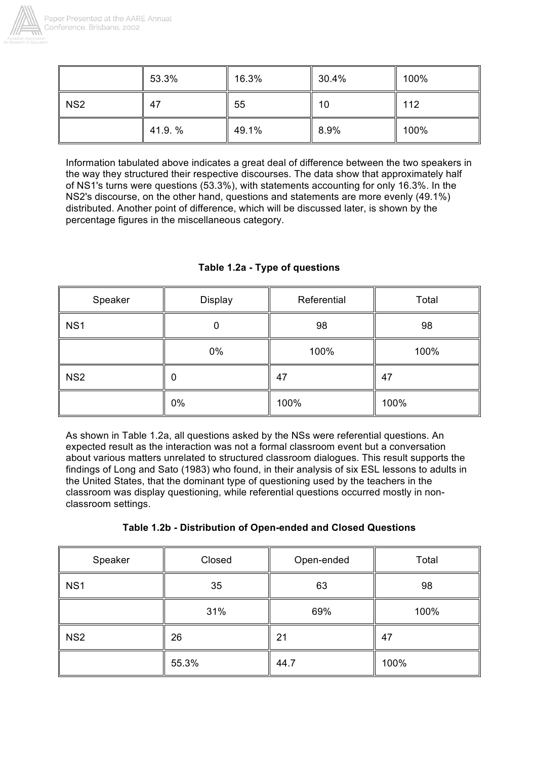| | 53.3% | 16.3% | 30.4% | 100% |
|---|---|---|---|---|
| NS2 | 47 | 55 | 10 | 112 |
| | 41.9. % | 49.1% | 8.9% | 100% |

Information tabulated above indicates a great deal of difference between the two speakers in the way they structured their respective discourses. The data show that approximately half of NS1's turns were questions (53.3%), with statements accounting for only 16.3%. In the NS2's discourse, on the other hand, questions and statements are more evenly (49.1%) distributed. Another point of difference, which will be discussed later, is shown by the percentage figures in the miscellaneous category.

**Table 1.2a - Type of questions**

| Speaker | Display | Referential | Total |
|---|---|---|---|
| NS1 | 0 | 98 | 98 |
| | 0% | 100% | 100% |
| NS2 | 0 | 47 | 47 |
| | 0% | 100% | 100% |

As shown in Table 1.2a, all questions asked by the NSs were referential questions. An expected result as the interaction was not a formal classroom event but a conversation about various matters unrelated to structured classroom dialogues. This result supports the findings of Long and Sato (1983) who found, in their analysis of six ESL lessons to adults in the United States, that the dominant type of questioning used by the teachers in the classroom was display questioning, while referential questions occurred mostly in non-classroom settings.

**Table 1.2b - Distribution of Open-ended and Closed Questions**

| Speaker | Closed | Open-ended | Total |
|---|---|---|---|
| NS1 | 35 | 63 | 98 |
| | 31% | 69% | 100% |
| NS2 | 26 | 21 | 47 |
| | 55.3% | 44.7 | 100% |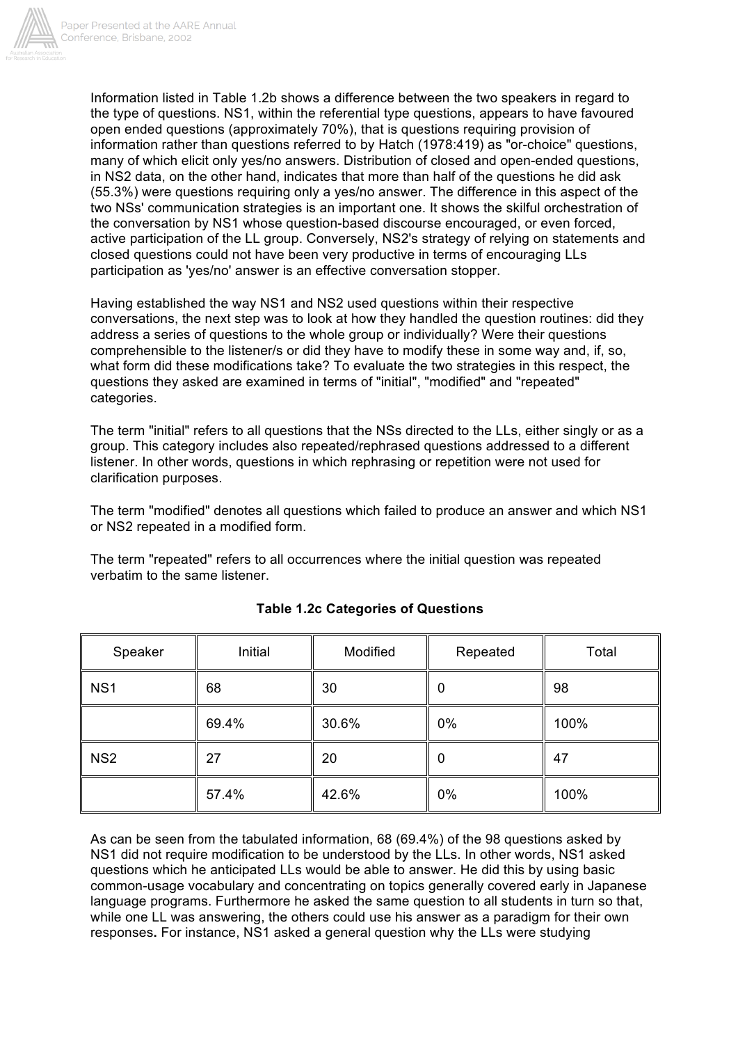Information listed in Table 1.2b shows a difference between the two speakers in regard to the type of questions. NS1, within the referential type questions, appears to have favoured open ended questions (approximately 70%), that is questions requiring provision of information rather than questions referred to by Hatch (1978:419) as "or-choice" questions, many of which elicit only yes/no answers. Distribution of closed and open-ended questions, in NS2 data, on the other hand, indicates that more than half of the questions he did ask (55.3%) were questions requiring only a yes/no answer. The difference in this aspect of the two NSs' communication strategies is an important one. It shows the skilful orchestration of the conversation by NS1 whose question-based discourse encouraged, or even forced, active participation of the LL group. Conversely, NS2's strategy of relying on statements and closed questions could not have been very productive in terms of encouraging LLs participation as 'yes/no' answer is an effective conversation stopper.

Having established the way NS1 and NS2 used questions within their respective conversations, the next step was to look at how they handled the question routines: did they address a series of questions to the whole group or individually? Were their questions comprehensible to the listener/s or did they have to modify these in some way and, if, so, what form did these modifications take? To evaluate the two strategies in this respect, the questions they asked are examined in terms of "initial", "modified" and "repeated" categories.

The term "initial" refers to all questions that the NSs directed to the LLs, either singly or as a group. This category includes also repeated/rephrased questions addressed to a different listener. In other words, questions in which rephrasing or repetition were not used for clarification purposes.

The term "modified" denotes all questions which failed to produce an answer and which NS1 or NS2 repeated in a modified form.

The term "repeated" refers to all occurrences where the initial question was repeated verbatim to the same listener.

**Table 1.2c Categories of Questions**

| Speaker | Initial | Modified | Repeated | Total |
|---|---|---|---|---|
| NS1 | 68 | 30 | 0 | 98 |
| | 69.4% | 30.6% | 0% | 100% |
| NS2 | 27 | 20 | 0 | 47 |
| | 57.4% | 42.6% | 0% | 100% |

As can be seen from the tabulated information, 68 (69.4%) of the 98 questions asked by NS1 did not require modification to be understood by the LLs. In other words, NS1 asked questions which he anticipated LLs would be able to answer. He did this by using basic common-usage vocabulary and concentrating on topics generally covered early in Japanese language programs. Furthermore he asked the same question to all students in turn so that, while one LL was answering, the others could use his answer as a paradigm for their own responses**.** For instance, NS1 asked a general question why the LLs were studying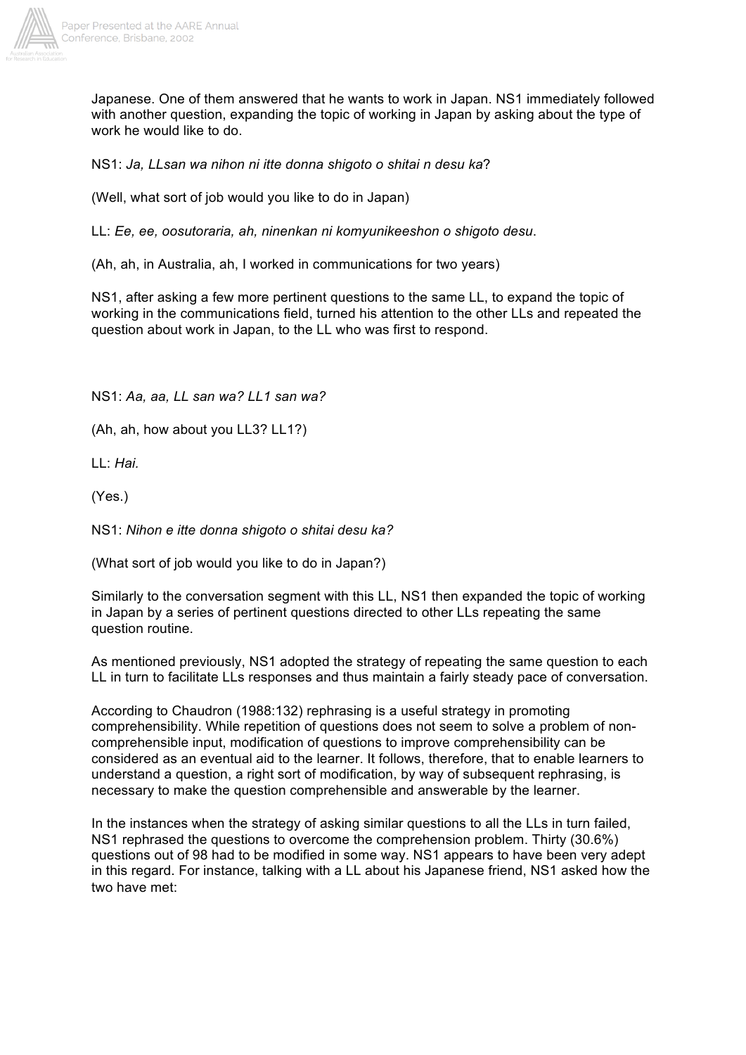Japanese. One of them answered that he wants to work in Japan. NS1 immediately followed with another question, expanding the topic of working in Japan by asking about the type of work he would like to do.

NS1: *Ja, LLsan wa nihon ni itte donna shigoto o shitai n desu ka*?

(Well, what sort of job would you like to do in Japan)

LL: *Ee, ee, oosutoraria, ah, ninenkan ni komyunikeeshon o shigoto desu*.

(Ah, ah, in Australia, ah, I worked in communications for two years)

NS1, after asking a few more pertinent questions to the same LL, to expand the topic of working in the communications field, turned his attention to the other LLs and repeated the question about work in Japan, to the LL who was first to respond.

NS1: *Aa, aa, LL san wa? LL1 san wa?*

(Ah, ah, how about you LL3? LL1?)

LL: *Hai.*

(Yes.)

NS1: *Nihon e itte donna shigoto o shitai desu ka?*

(What sort of job would you like to do in Japan?)

Similarly to the conversation segment with this LL, NS1 then expanded the topic of working in Japan by a series of pertinent questions directed to other LLs repeating the same question routine.

As mentioned previously, NS1 adopted the strategy of repeating the same question to each LL in turn to facilitate LLs responses and thus maintain a fairly steady pace of conversation.

According to Chaudron (1988:132) rephrasing is a useful strategy in promoting comprehensibility. While repetition of questions does not seem to solve a problem of non-comprehensible input, modification of questions to improve comprehensibility can be considered as an eventual aid to the learner. It follows, therefore, that to enable learners to understand a question, a right sort of modification, by way of subsequent rephrasing, is necessary to make the question comprehensible and answerable by the learner.

In the instances when the strategy of asking similar questions to all the LLs in turn failed, NS1 rephrased the questions to overcome the comprehension problem. Thirty (30.6%) questions out of 98 had to be modified in some way. NS1 appears to have been very adept in this regard. For instance, talking with a LL about his Japanese friend, NS1 asked how the two have met: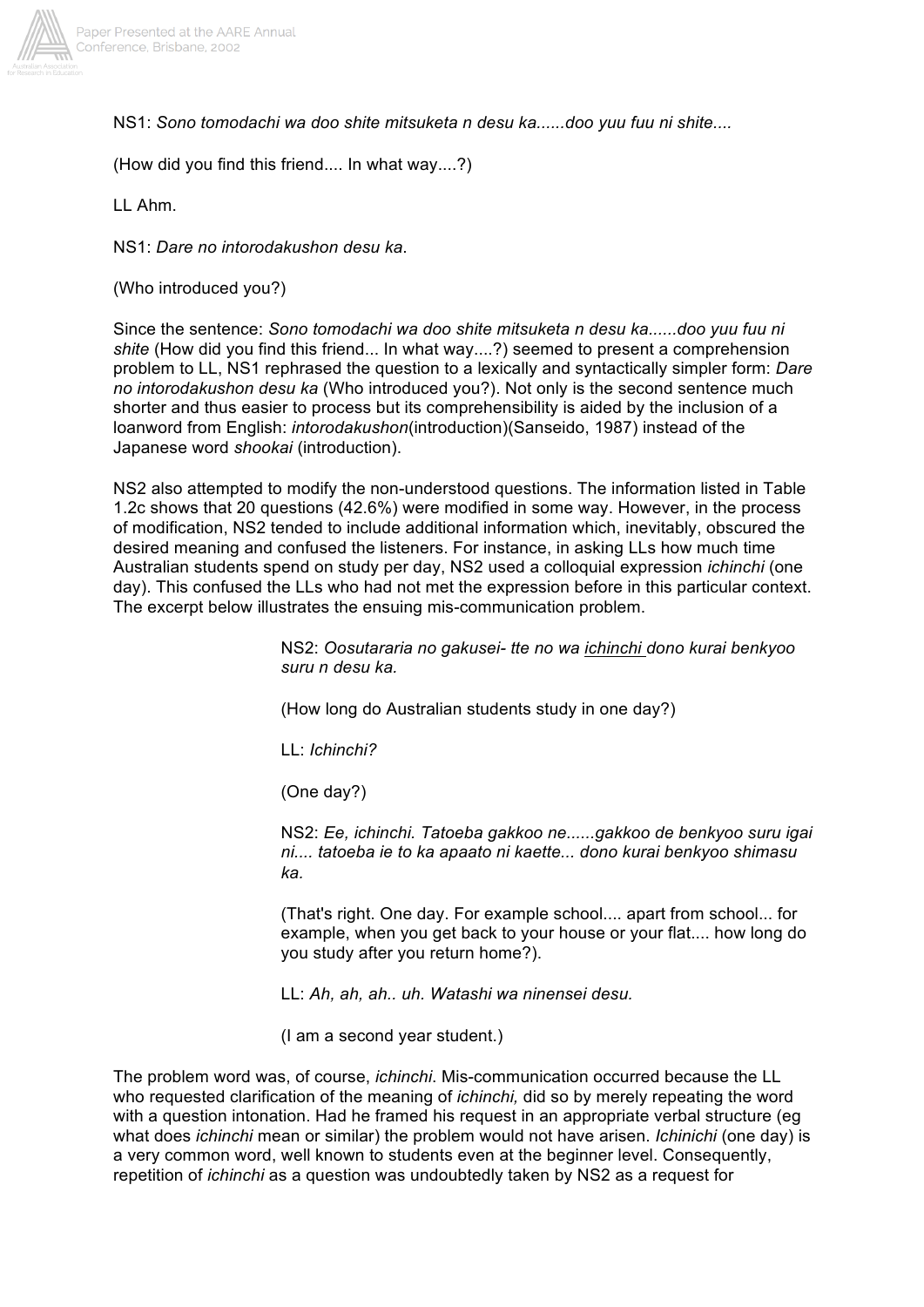NS1: *Sono tomodachi wa doo shite mitsuketa n desu ka......doo yuu fuu ni shite....*

(How did you find this friend.... In what way....?)

LL Ahm.

NS1: *Dare no intorodakushon desu ka*.

(Who introduced you?)

Since the sentence: *Sono tomodachi wa doo shite mitsuketa n desu ka......doo yuu fuu ni shite* (How did you find this friend... In what way....?) seemed to present a comprehension problem to LL, NS1 rephrased the question to a lexically and syntactically simpler form: *Dare no intorodakushon desu ka* (Who introduced you?). Not only is the second sentence much shorter and thus easier to process but its comprehensibility is aided by the inclusion of a loanword from English: *intorodakushon*(introduction)(Sanseido, 1987) instead of the Japanese word *shookai* (introduction).

NS2 also attempted to modify the non-understood questions. The information listed in Table 1.2c shows that 20 questions (42.6%) were modified in some way. However, in the process of modification, NS2 tended to include additional information which, inevitably, obscured the desired meaning and confused the listeners. For instance, in asking LLs how much time Australian students spend on study per day, NS2 used a colloquial expression *ichinchi* (one day). This confused the LLs who had not met the expression before in this particular context. The excerpt below illustrates the ensuing mis-communication problem.

> NS2: *Oosutararia no gakusei- tte no wa <u>ichinchi</u> dono kurai benkyoo suru n desu ka.*
>
> (How long do Australian students study in one day?)
>
> LL: *Ichinchi?*
>
> (One day?)
>
> NS2: *Ee, ichinchi. Tatoeba gakkoo ne......gakkoo de benkyoo suru igai ni.... tatoeba ie to ka apaato ni kaette... dono kurai benkyoo shimasu ka.*
>
> (That's right. One day. For example school.... apart from school... for example, when you get back to your house or your flat.... how long do you study after you return home?).
>
> LL: *Ah, ah, ah.. uh. Watashi wa ninensei desu.*
>
> (I am a second year student.)

The problem word was, of course, *ichinchi*. Mis-communication occurred because the LL who requested clarification of the meaning of *ichinchi,* did so by merely repeating the word with a question intonation. Had he framed his request in an appropriate verbal structure (eg what does *ichinchi* mean or similar) the problem would not have arisen. *Ichinichi* (one day) is a very common word, well known to students even at the beginner level. Consequently, repetition of *ichinchi* as a question was undoubtedly taken by NS2 as a request for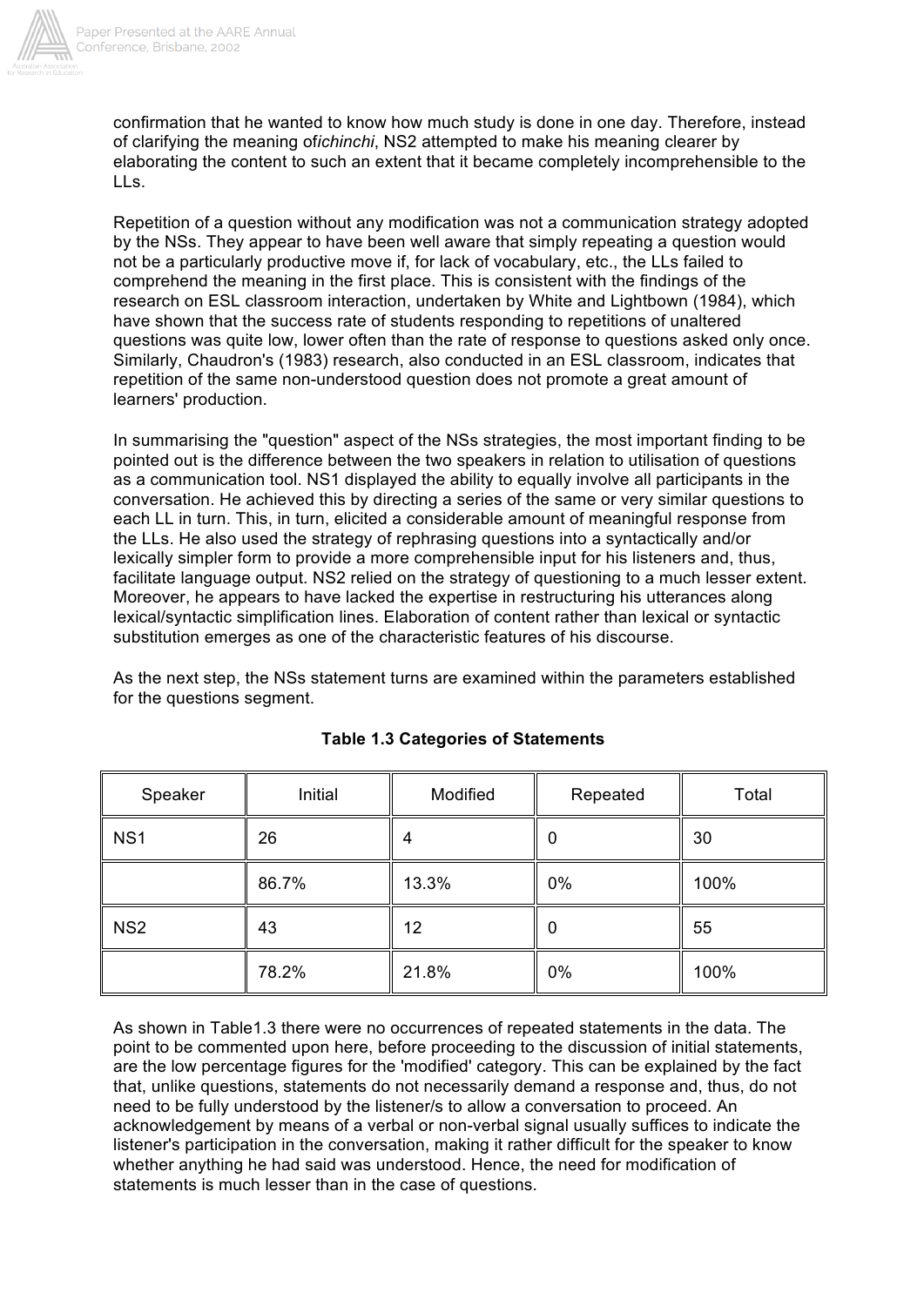confirmation that he wanted to know how much study is done in one day. Therefore, instead of clarifying the meaning of *ichinchi*, NS2 attempted to make his meaning clearer by elaborating the content to such an extent that it became completely incomprehensible to the LLs.

Repetition of a question without any modification was not a communication strategy adopted by the NSs. They appear to have been well aware that simply repeating a question would not be a particularly productive move if, for lack of vocabulary, etc., the LLs failed to comprehend the meaning in the first place. This is consistent with the findings of the research on ESL classroom interaction, undertaken by White and Lightbown (1984), which have shown that the success rate of students responding to repetitions of unaltered questions was quite low, lower often than the rate of response to questions asked only once. Similarly, Chaudron's (1983) research, also conducted in an ESL classroom, indicates that repetition of the same non-understood question does not promote a great amount of learners' production.

In summarising the "question" aspect of the NSs strategies, the most important finding to be pointed out is the difference between the two speakers in relation to utilisation of questions as a communication tool. NS1 displayed the ability to equally involve all participants in the conversation. He achieved this by directing a series of the same or very similar questions to each LL in turn. This, in turn, elicited a considerable amount of meaningful response from the LLs. He also used the strategy of rephrasing questions into a syntactically and/or lexically simpler form to provide a more comprehensible input for his listeners and, thus, facilitate language output. NS2 relied on the strategy of questioning to a much lesser extent. Moreover, he appears to have lacked the expertise in restructuring his utterances along lexical/syntactic simplification lines. Elaboration of content rather than lexical or syntactic substitution emerges as one of the characteristic features of his discourse.

As the next step, the NSs statement turns are examined within the parameters established for the questions segment.

**Table 1.3 Categories of Statements**

| Speaker | Initial | Modified | Repeated | Total |
|---|---|---|---|---|
| NS1 | 26 | 4 | 0 | 30 |
| | 86.7% | 13.3% | 0% | 100% |
| NS2 | 43 | 12 | 0 | 55 |
| | 78.2% | 21.8% | 0% | 100% |

As shown in Table1.3 there were no occurrences of repeated statements in the data. The point to be commented upon here, before proceeding to the discussion of initial statements, are the low percentage figures for the 'modified' category. This can be explained by the fact that, unlike questions, statements do not necessarily demand a response and, thus, do not need to be fully understood by the listener/s to allow a conversation to proceed. An acknowledgement by means of a verbal or non-verbal signal usually suffices to indicate the listener's participation in the conversation, making it rather difficult for the speaker to know whether anything he had said was understood. Hence, the need for modification of statements is much lesser than in the case of questions.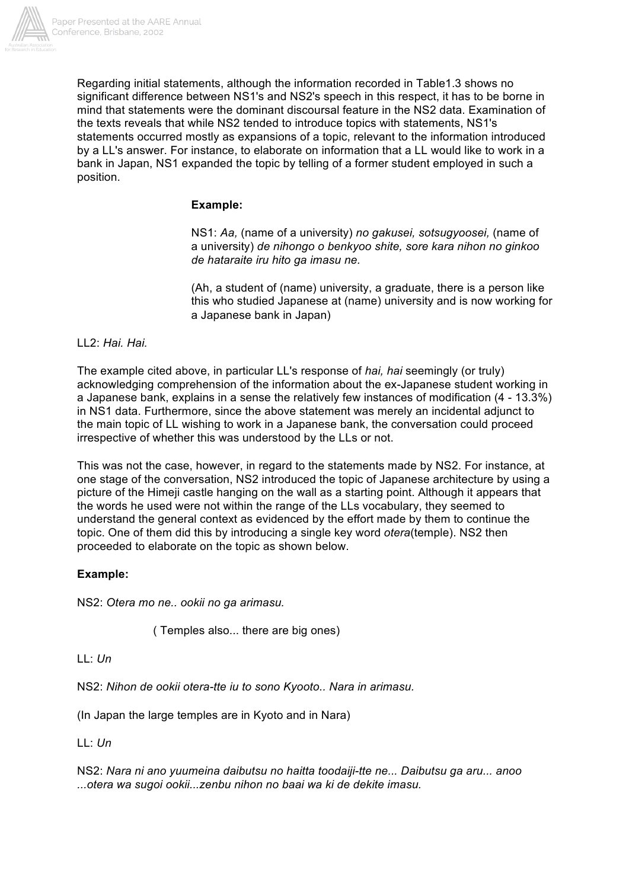Regarding initial statements, although the information recorded in Table1.3 shows no significant difference between NS1's and NS2's speech in this respect, it has to be borne in mind that statements were the dominant discoursal feature in the NS2 data. Examination of the texts reveals that while NS2 tended to introduce topics with statements, NS1's statements occurred mostly as expansions of a topic, relevant to the information introduced by a LL's answer. For instance, to elaborate on information that a LL would like to work in a bank in Japan, NS1 expanded the topic by telling of a former student employed in such a position.

**Example:**

NS1: *Aa,* (name of a university) *no gakusei, sotsugyoosei,* (name of a university) *de nihongo o benkyoo shite, sore kara nihon no ginkoo de hataraite iru hito ga imasu ne.*

(Ah, a student of (name) university, a graduate, there is a person like this who studied Japanese at (name) university and is now working for a Japanese bank in Japan)

LL2: *Hai. Hai.*

The example cited above, in particular LL's response of *hai, hai* seemingly (or truly) acknowledging comprehension of the information about the ex-Japanese student working in a Japanese bank, explains in a sense the relatively few instances of modification (4 - 13.3%) in NS1 data. Furthermore, since the above statement was merely an incidental adjunct to the main topic of LL wishing to work in a Japanese bank, the conversation could proceed irrespective of whether this was understood by the LLs or not.

This was not the case, however, in regard to the statements made by NS2. For instance, at one stage of the conversation, NS2 introduced the topic of Japanese architecture by using a picture of the Himeji castle hanging on the wall as a starting point. Although it appears that the words he used were not within the range of the LLs vocabulary, they seemed to understand the general context as evidenced by the effort made by them to continue the topic. One of them did this by introducing a single key word *otera*(temple). NS2 then proceeded to elaborate on the topic as shown below.

**Example:**

NS2: *Otera mo ne.. ookii no ga arimasu.*

( Temples also... there are big ones)

LL: *Un*

NS2: *Nihon de ookii otera-tte iu to sono Kyooto.. Nara in arimasu.*

(In Japan the large temples are in Kyoto and in Nara)

LL: *Un*

NS2: *Nara ni ano yuumeina daibutsu no haitta toodaiji-tte ne... Daibutsu ga aru... anoo ...otera wa sugoi ookii...zenbu nihon no baai wa ki de dekite imasu.*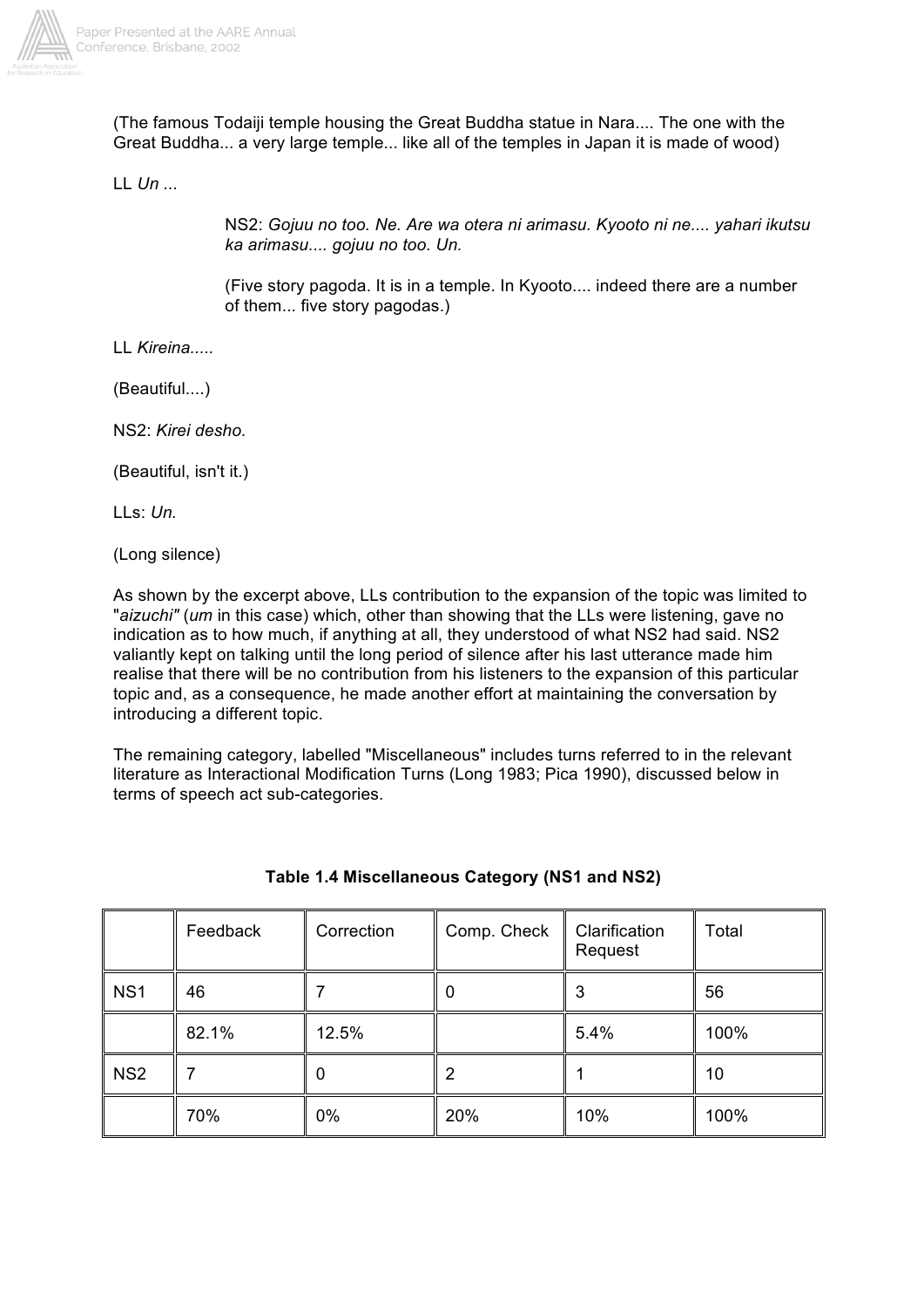(The famous Todaiji temple housing the Great Buddha statue in Nara.... The one with the Great Buddha... a very large temple... like all of the temples in Japan it is made of wood)

LL *Un ...*

> NS2: *Gojuu no too. Ne. Are wa otera ni arimasu. Kyooto ni ne.... yahari ikutsu ka arimasu.... gojuu no too. Un.*
>
> (Five story pagoda. It is in a temple. In Kyooto.... indeed there are a number of them... five story pagodas.)

LL *Kireina.....*

(Beautiful....)

NS2: *Kirei desho.*

(Beautiful, isn't it.)

LLs: *Un.*

(Long silence)

As shown by the excerpt above, LLs contribution to the expansion of the topic was limited to "*aizuchi"* (*um* in this case) which, other than showing that the LLs were listening, gave no indication as to how much, if anything at all, they understood of what NS2 had said. NS2 valiantly kept on talking until the long period of silence after his last utterance made him realise that there will be no contribution from his listeners to the expansion of this particular topic and, as a consequence, he made another effort at maintaining the conversation by introducing a different topic.

The remaining category, labelled "Miscellaneous" includes turns referred to in the relevant literature as Interactional Modification Turns (Long 1983; Pica 1990), discussed below in terms of speech act sub-categories.

**Table 1.4 Miscellaneous Category (NS1 and NS2)**

| | Feedback | Correction | Comp. Check | Clarification Request | Total |
|---|---|---|---|---|---|
| NS1 | 46 | 7 | 0 | 3 | 56 |
| | 82.1% | 12.5% | | 5.4% | 100% |
| NS2 | 7 | 0 | 2 | 1 | 10 |
| | 70% | 0% | 20% | 10% | 100% |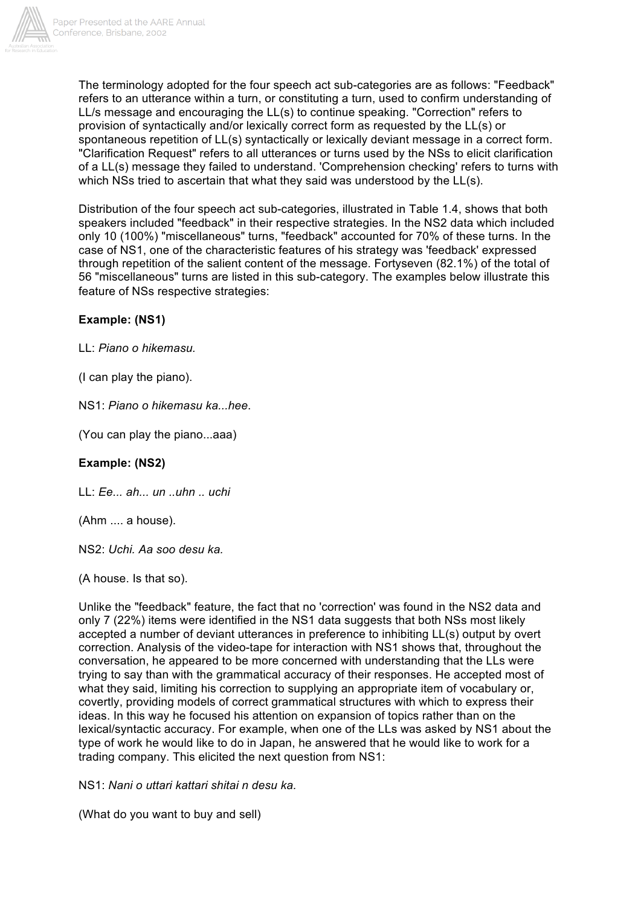The terminology adopted for the four speech act sub-categories are as follows: "Feedback" refers to an utterance within a turn, or constituting a turn, used to confirm understanding of LL/s message and encouraging the LL(s) to continue speaking. "Correction" refers to provision of syntactically and/or lexically correct form as requested by the LL(s) or spontaneous repetition of LL(s) syntactically or lexically deviant message in a correct form. "Clarification Request" refers to all utterances or turns used by the NSs to elicit clarification of a LL(s) message they failed to understand. 'Comprehension checking' refers to turns with which NSs tried to ascertain that what they said was understood by the LL(s).

Distribution of the four speech act sub-categories, illustrated in Table 1.4, shows that both speakers included "feedback" in their respective strategies. In the NS2 data which included only 10 (100%) "miscellaneous" turns, "feedback" accounted for 70% of these turns. In the case of NS1, one of the characteristic features of his strategy was 'feedback' expressed through repetition of the salient content of the message. Fortyseven (82.1%) of the total of 56 "miscellaneous" turns are listed in this sub-category. The examples below illustrate this feature of NSs respective strategies:

**Example: (NS1)**

LL: *Piano o hikemasu.*

(I can play the piano).

NS1: *Piano o hikemasu ka...hee*.

(You can play the piano...aaa)

**Example: (NS2)**

LL: *Ee... ah... un ..uhn .. uchi*

(Ahm .... a house).

NS2: *Uchi. Aa soo desu ka.*

(A house. Is that so).

Unlike the "feedback" feature, the fact that no 'correction' was found in the NS2 data and only 7 (22%) items were identified in the NS1 data suggests that both NSs most likely accepted a number of deviant utterances in preference to inhibiting LL(s) output by overt correction. Analysis of the video-tape for interaction with NS1 shows that, throughout the conversation, he appeared to be more concerned with understanding that the LLs were trying to say than with the grammatical accuracy of their responses. He accepted most of what they said, limiting his correction to supplying an appropriate item of vocabulary or, covertly, providing models of correct grammatical structures with which to express their ideas. In this way he focused his attention on expansion of topics rather than on the lexical/syntactic accuracy. For example, when one of the LLs was asked by NS1 about the type of work he would like to do in Japan, he answered that he would like to work for a trading company. This elicited the next question from NS1:

NS1: *Nani o uttari kattari shitai n desu ka.*

(What do you want to buy and sell)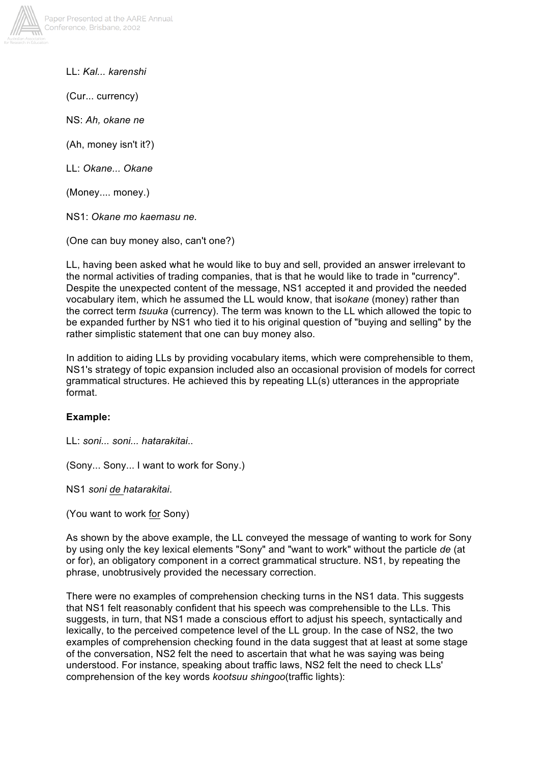LL: *Kal... karenshi*

(Cur... currency)

NS: *Ah, okane ne*

(Ah, money isn't it?)

LL: *Okane... Okane*

(Money.... money.)

NS1: *Okane mo kaemasu ne.*

(One can buy money also, can't one?)

LL, having been asked what he would like to buy and sell, provided an answer irrelevant to the normal activities of trading companies, that is that he would like to trade in "currency". Despite the unexpected content of the message, NS1 accepted it and provided the needed vocabulary item, which he assumed the LL would know, that is*okane* (money) rather than the correct term *tsuuka* (currency). The term was known to the LL which allowed the topic to be expanded further by NS1 who tied it to his original question of "buying and selling" by the rather simplistic statement that one can buy money also.

In addition to aiding LLs by providing vocabulary items, which were comprehensible to them, NS1's strategy of topic expansion included also an occasional provision of models for correct grammatical structures. He achieved this by repeating LL(s) utterances in the appropriate format.

**Example:**

LL: *soni... soni... hatarakitai*..

(Sony... Sony... I want to work for Sony.)

NS1 *soni* <u>*de*</u> *hatarakitai*.

(You want to work <u>for</u> Sony)

As shown by the above example, the LL conveyed the message of wanting to work for Sony by using only the key lexical elements "Sony" and "want to work" without the particle *de* (at or for), an obligatory component in a correct grammatical structure. NS1, by repeating the phrase, unobtrusively provided the necessary correction.

There were no examples of comprehension checking turns in the NS1 data. This suggests that NS1 felt reasonably confident that his speech was comprehensible to the LLs. This suggests, in turn, that NS1 made a conscious effort to adjust his speech, syntactically and lexically, to the perceived competence level of the LL group. In the case of NS2, the two examples of comprehension checking found in the data suggest that at least at some stage of the conversation, NS2 felt the need to ascertain that what he was saying was being understood. For instance, speaking about traffic laws, NS2 felt the need to check LLs' comprehension of the key words *kootsuu shingoo*(traffic lights):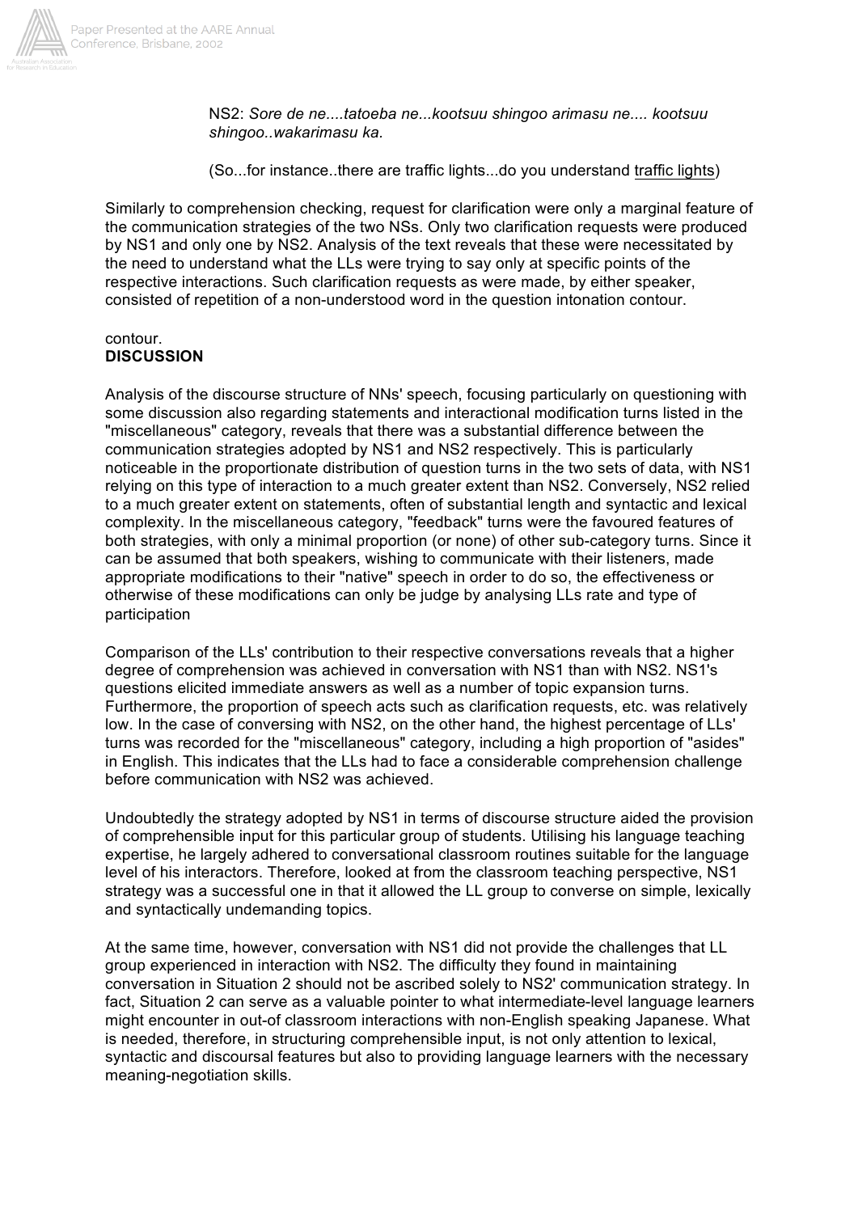NS2: *Sore de ne....tatoeba ne...kootsuu shingoo arimasu ne.... kootsuu shingoo..wakarimasu ka.*

(So...for instance..there are traffic lights...do you understand traffic lights)

Similarly to comprehension checking, request for clarification were only a marginal feature of the communication strategies of the two NSs. Only two clarification requests were produced by NS1 and only one by NS2. Analysis of the text reveals that these were necessitated by the need to understand what the LLs were trying to say only at specific points of the respective interactions. Such clarification requests as were made, by either speaker, consisted of repetition of a non-understood word in the question intonation contour.

contour.

**DISCUSSION**

Analysis of the discourse structure of NNs' speech, focusing particularly on questioning with some discussion also regarding statements and interactional modification turns listed in the "miscellaneous" category, reveals that there was a substantial difference between the communication strategies adopted by NS1 and NS2 respectively. This is particularly noticeable in the proportionate distribution of question turns in the two sets of data, with NS1 relying on this type of interaction to a much greater extent than NS2. Conversely, NS2 relied to a much greater extent on statements, often of substantial length and syntactic and lexical complexity. In the miscellaneous category, "feedback" turns were the favoured features of both strategies, with only a minimal proportion (or none) of other sub-category turns. Since it can be assumed that both speakers, wishing to communicate with their listeners, made appropriate modifications to their "native" speech in order to do so, the effectiveness or otherwise of these modifications can only be judge by analysing LLs rate and type of participation

Comparison of the LLs' contribution to their respective conversations reveals that a higher degree of comprehension was achieved in conversation with NS1 than with NS2. NS1's questions elicited immediate answers as well as a number of topic expansion turns. Furthermore, the proportion of speech acts such as clarification requests, etc. was relatively low. In the case of conversing with NS2, on the other hand, the highest percentage of LLs' turns was recorded for the "miscellaneous" category, including a high proportion of "asides" in English. This indicates that the LLs had to face a considerable comprehension challenge before communication with NS2 was achieved.

Undoubtedly the strategy adopted by NS1 in terms of discourse structure aided the provision of comprehensible input for this particular group of students. Utilising his language teaching expertise, he largely adhered to conversational classroom routines suitable for the language level of his interactors. Therefore, looked at from the classroom teaching perspective, NS1 strategy was a successful one in that it allowed the LL group to converse on simple, lexically and syntactically undemanding topics.

At the same time, however, conversation with NS1 did not provide the challenges that LL group experienced in interaction with NS2. The difficulty they found in maintaining conversation in Situation 2 should not be ascribed solely to NS2' communication strategy. In fact, Situation 2 can serve as a valuable pointer to what intermediate-level language learners might encounter in out-of classroom interactions with non-English speaking Japanese. What is needed, therefore, in structuring comprehensible input, is not only attention to lexical, syntactic and discoursal features but also to providing language learners with the necessary meaning-negotiation skills.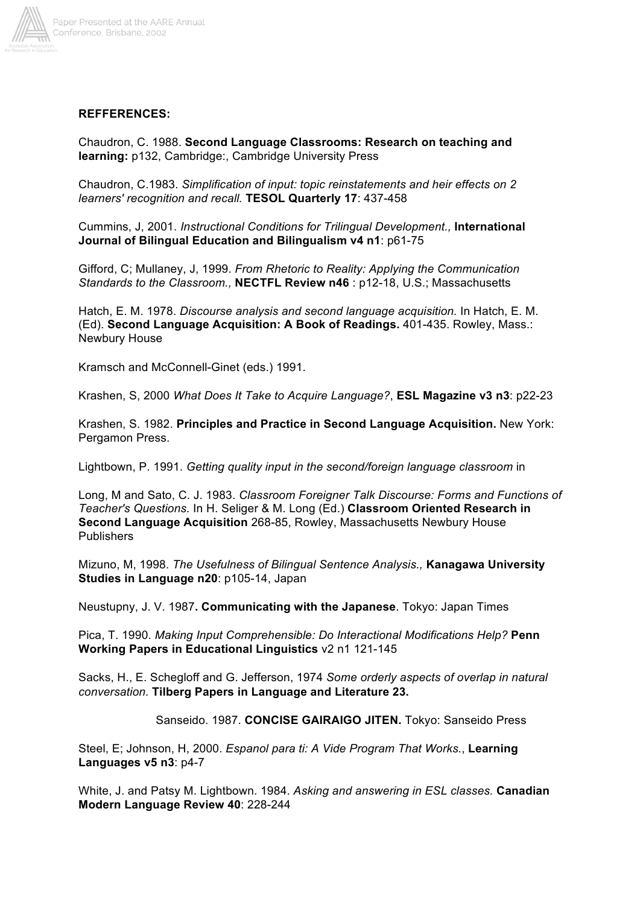**REFFERENCES:**

Chaudron, C. 1988. **Second Language Classrooms: Research on teaching and learning:** p132, Cambridge:, Cambridge University Press

Chaudron, C.1983. *Simplification of input: topic reinstatements and heir effects on 2 learners' recognition and recall.* **TESOL Quarterly 17**: 437-458

Cummins, J, 2001. *Instructional Conditions for Trilingual Development.,* **International Journal of Bilingual Education and Bilingualism v4 n1**: p61-75

Gifford, C; Mullaney, J, 1999. *From Rhetoric to Reality: Applying the Communication Standards to the Classroom.,* **NECTFL Review n46** : p12-18, U.S.; Massachusetts

Hatch, E. M. 1978. *Discourse analysis and second language acquisition.* In Hatch, E. M. (Ed). **Second Language Acquisition: A Book of Readings.** 401-435. Rowley, Mass.: Newbury House

Kramsch and McConnell-Ginet (eds.) 1991.

Krashen, S, 2000 *What Does It Take to Acquire Language?*, **ESL Magazine v3 n3**: p22-23

Krashen, S. 1982. **Principles and Practice in Second Language Acquisition.** New York: Pergamon Press.

Lightbown, P. 1991. *Getting quality input in the second/foreign language classroom* in

Long, M and Sato, C. J. 1983. *Classroom Foreigner Talk Discourse: Forms and Functions of Teacher's Questions.* In H. Seliger & M. Long (Ed.) **Classroom Oriented Research in Second Language Acquisition** 268-85, Rowley, Massachusetts Newbury House Publishers

Mizuno, M, 1998. *The Usefulness of Bilingual Sentence Analysis.,* **Kanagawa University Studies in Language n20**: p105-14, Japan

Neustupny, J. V. 1987**. Communicating with the Japanese**. Tokyo: Japan Times

Pica, T. 1990. *Making Input Comprehensible: Do Interactional Modifications Help?* **Penn Working Papers in Educational Linguistics** v2 n1 121-145

Sacks, H., E. Schegloff and G. Jefferson, 1974 *Some orderly aspects of overlap in natural conversation.* **Tilberg Papers in Language and Literature 23.**

Sanseido. 1987. **CONCISE GAIRAIGO JITEN.** Tokyo: Sanseido Press

Steel, E; Johnson, H, 2000. *Espanol para ti: A Vide Program That Works.*, **Learning Languages v5 n3**: p4-7

White, J. and Patsy M. Lightbown. 1984. *Asking and answering in ESL classes.* **Canadian Modern Language Review 40**: 228-244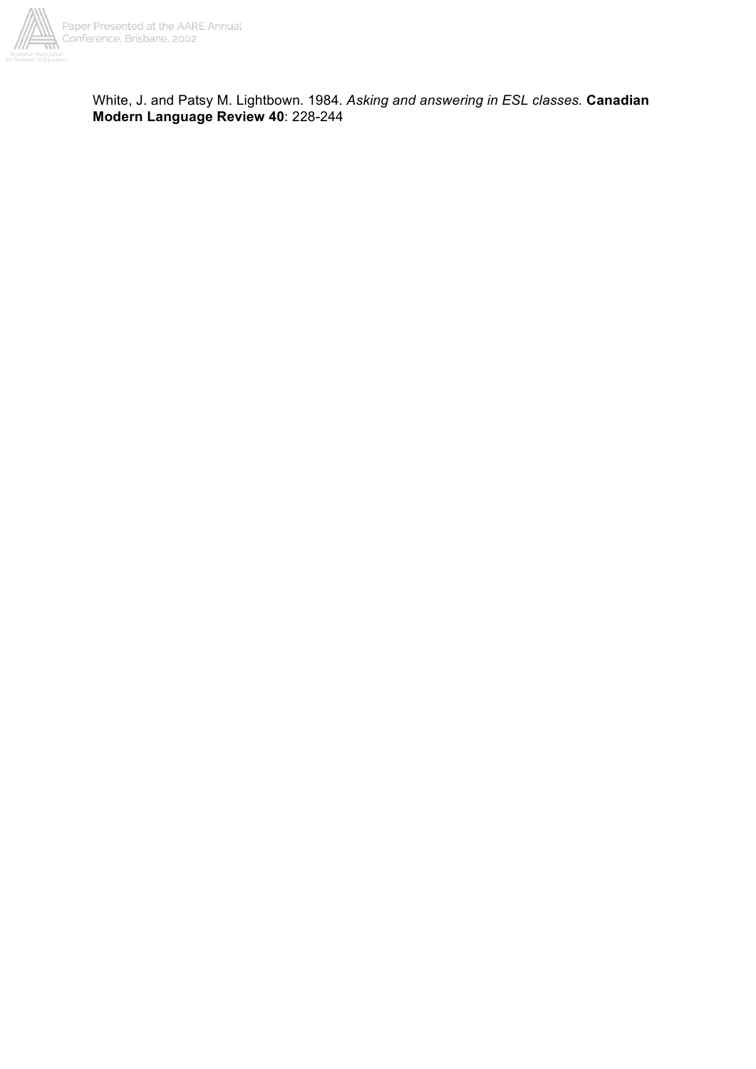White, J. and Patsy M. Lightbown. 1984. *Asking and answering in ESL classes.* **Canadian Modern Language Review 40**: 228-244